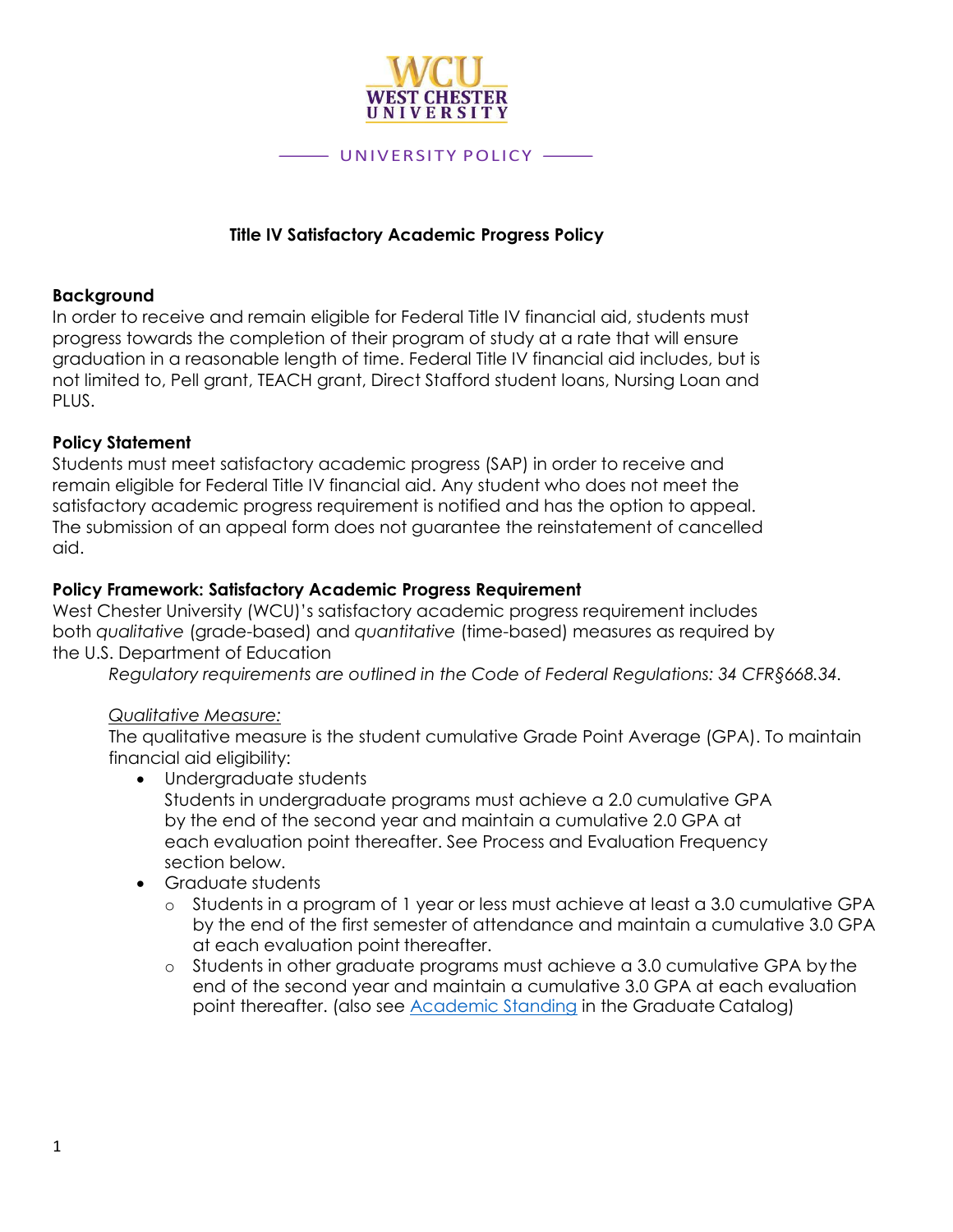WCU WEST CHESTER UNIVERSITY

UNIVERSITY POLICY

# Title IV Satisfactory Academic Progress Policy

**Background**
In order to receive and remain eligible for Federal Title IV financial aid, students must progress towards the completion of their program of study at a rate that will ensure graduation in a reasonable length of time. Federal Title IV financial aid includes, but is not limited to, Pell grant, TEACH grant, Direct Stafford student loans, Nursing Loan and PLUS.

**Policy Statement**
Students must meet satisfactory academic progress (SAP) in order to receive and remain eligible for Federal Title IV financial aid. Any student who does not meet the satisfactory academic progress requirement is notified and has the option to appeal. The submission of an appeal form does not guarantee the reinstatement of cancelled aid.

**Policy Framework: Satisfactory Academic Progress Requirement**
West Chester University (WCU)'s satisfactory academic progress requirement includes both *qualitative* (grade-based) and *quantitative* (time-based) measures as required by the U.S. Department of Education

*Regulatory requirements are outlined in the Code of Federal Regulations: 34 CFR§668.34.*

<u>*Qualitative Measure:*</u>
The qualitative measure is the student cumulative Grade Point Average (GPA). To maintain financial aid eligibility:

- Undergraduate students
  Students in undergraduate programs must achieve a 2.0 cumulative GPA by the end of the second year and maintain a cumulative 2.0 GPA at each evaluation point thereafter. See Process and Evaluation Frequency section below.
- Graduate students
  - Students in a program of 1 year or less must achieve at least a 3.0 cumulative GPA by the end of the first semester of attendance and maintain a cumulative 3.0 GPA at each evaluation point thereafter.
  - Students in other graduate programs must achieve a 3.0 cumulative GPA by the end of the second year and maintain a cumulative 3.0 GPA at each evaluation point thereafter. (also see Academic Standing in the Graduate Catalog)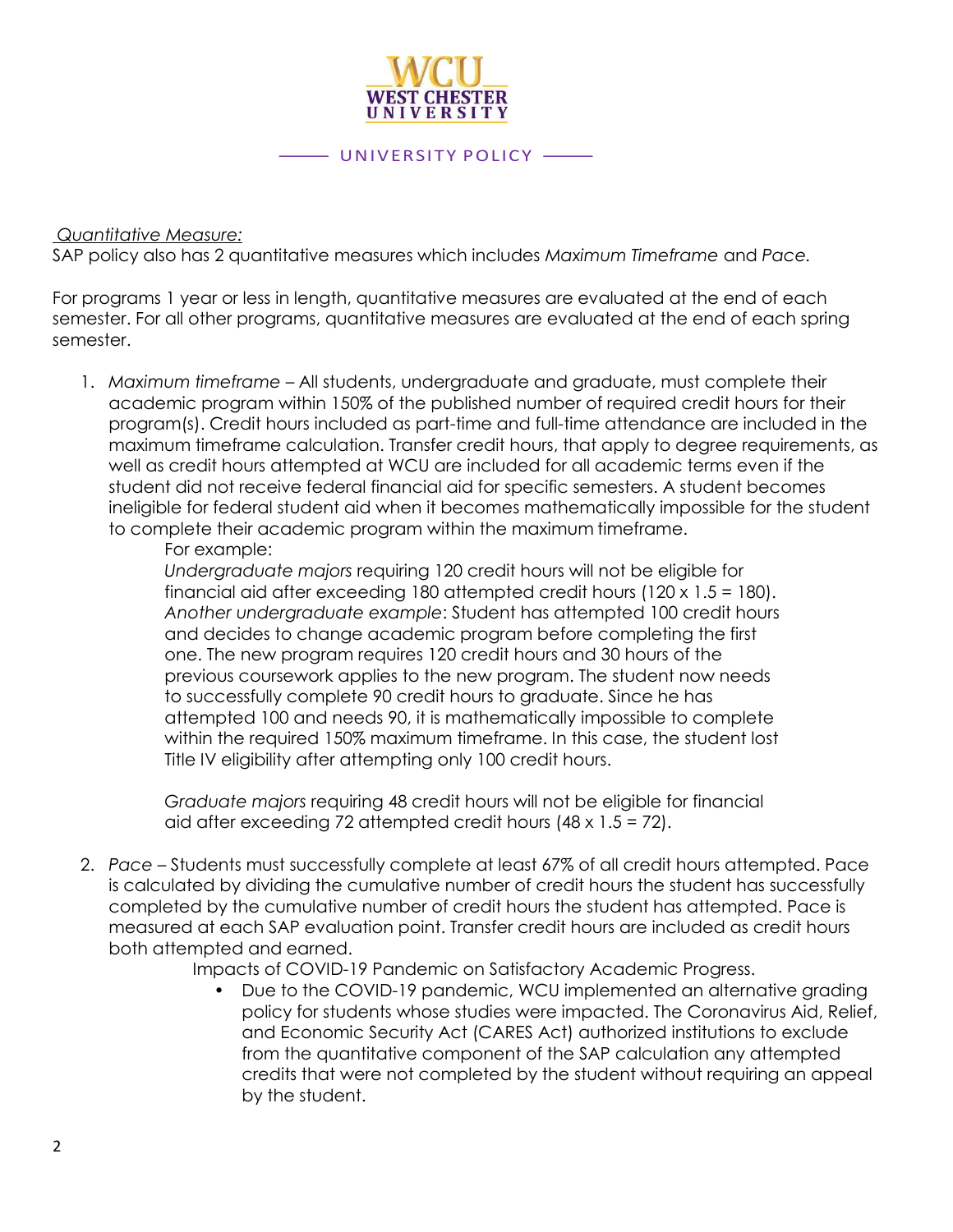*Quantitative Measure:*

SAP policy also has 2 quantitative measures which includes *Maximum Timeframe* and *Pace.*

For programs 1 year or less in length, quantitative measures are evaluated at the end of each semester. For all other programs, quantitative measures are evaluated at the end of each spring semester.

1. *Maximum timeframe* – All students, undergraduate and graduate, must complete their academic program within 150% of the published number of required credit hours for their program(s). Credit hours included as part-time and full-time attendance are included in the maximum timeframe calculation. Transfer credit hours, that apply to degree requirements, as well as credit hours attempted at WCU are included for all academic terms even if the student did not receive federal financial aid for specific semesters. A student becomes ineligible for federal student aid when it becomes mathematically impossible for the student to complete their academic program within the maximum timeframe.

   For example:

   *Undergraduate majors* requiring 120 credit hours will not be eligible for financial aid after exceeding 180 attempted credit hours (120 x 1.5 = 180).
   *Another undergraduate example*: Student has attempted 100 credit hours and decides to change academic program before completing the first one. The new program requires 120 credit hours and 30 hours of the previous coursework applies to the new program. The student now needs to successfully complete 90 credit hours to graduate. Since he has attempted 100 and needs 90, it is mathematically impossible to complete within the required 150% maximum timeframe. In this case, the student lost Title IV eligibility after attempting only 100 credit hours.

   *Graduate majors* requiring 48 credit hours will not be eligible for financial aid after exceeding 72 attempted credit hours (48 x 1.5 = 72).

2. *Pace* – Students must successfully complete at least 67% of all credit hours attempted. Pace is calculated by dividing the cumulative number of credit hours the student has successfully completed by the cumulative number of credit hours the student has attempted. Pace is measured at each SAP evaluation point. Transfer credit hours are included as credit hours both attempted and earned.

   Impacts of COVID-19 Pandemic on Satisfactory Academic Progress.

   - Due to the COVID-19 pandemic, WCU implemented an alternative grading policy for students whose studies were impacted. The Coronavirus Aid, Relief, and Economic Security Act (CARES Act) authorized institutions to exclude from the quantitative component of the SAP calculation any attempted credits that were not completed by the student without requiring an appeal by the student.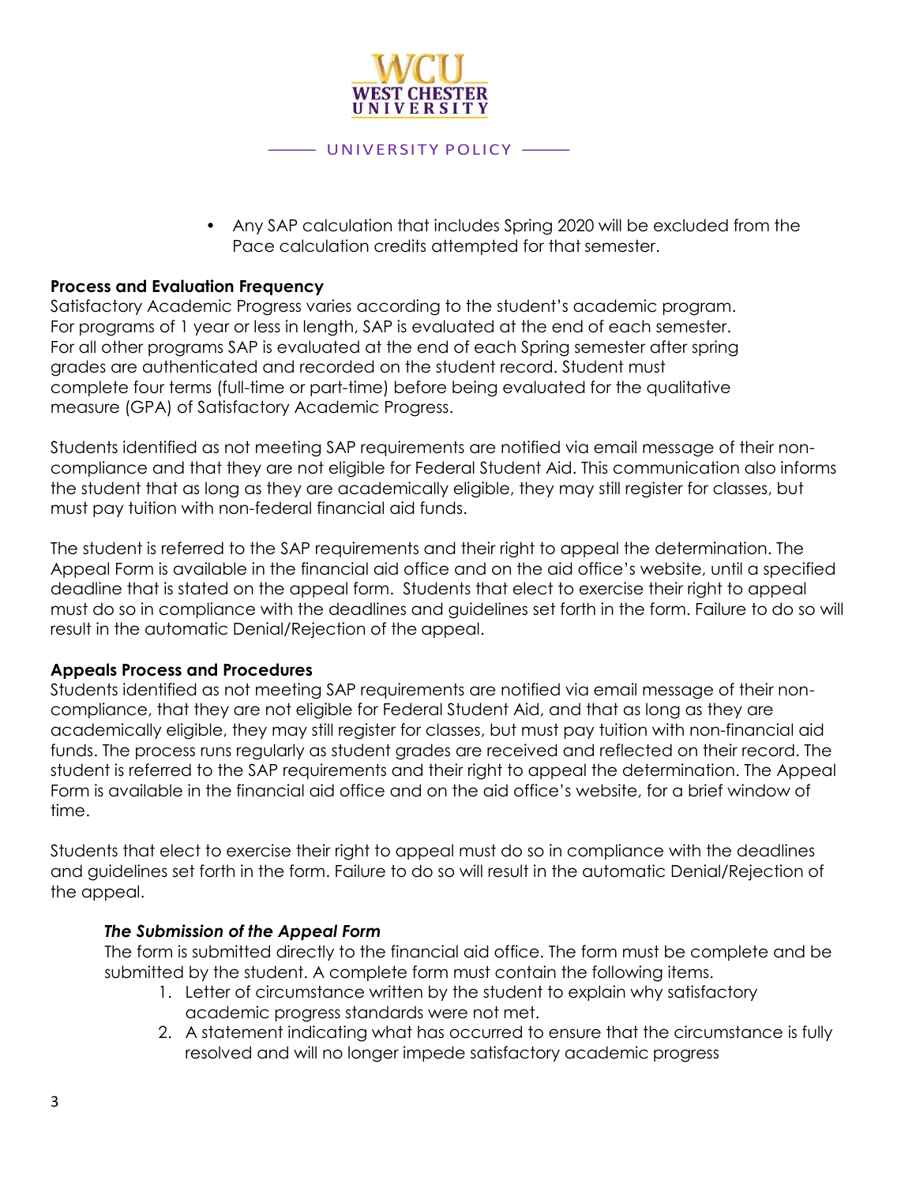- Any SAP calculation that includes Spring 2020 will be excluded from the Pace calculation credits attempted for that semester.

**Process and Evaluation Frequency**

Satisfactory Academic Progress varies according to the student's academic program. For programs of 1 year or less in length, SAP is evaluated at the end of each semester. For all other programs SAP is evaluated at the end of each Spring semester after spring grades are authenticated and recorded on the student record. Student must complete four terms (full-time or part-time) before being evaluated for the qualitative measure (GPA) of Satisfactory Academic Progress.

Students identified as not meeting SAP requirements are notified via email message of their non-compliance and that they are not eligible for Federal Student Aid. This communication also informs the student that as long as they are academically eligible, they may still register for classes, but must pay tuition with non-federal financial aid funds.

The student is referred to the SAP requirements and their right to appeal the determination. The Appeal Form is available in the financial aid office and on the aid office's website, until a specified deadline that is stated on the appeal form. Students that elect to exercise their right to appeal must do so in compliance with the deadlines and guidelines set forth in the form. Failure to do so will result in the automatic Denial/Rejection of the appeal.

**Appeals Process and Procedures**

Students identified as not meeting SAP requirements are notified via email message of their non-compliance, that they are not eligible for Federal Student Aid, and that as long as they are academically eligible, they may still register for classes, but must pay tuition with non-financial aid funds. The process runs regularly as student grades are received and reflected on their record. The student is referred to the SAP requirements and their right to appeal the determination. The Appeal Form is available in the financial aid office and on the aid office's website, for a brief window of time.

Students that elect to exercise their right to appeal must do so in compliance with the deadlines and guidelines set forth in the form. Failure to do so will result in the automatic Denial/Rejection of the appeal.

***The Submission of the Appeal Form***

The form is submitted directly to the financial aid office. The form must be complete and be submitted by the student. A complete form must contain the following items.

1. Letter of circumstance written by the student to explain why satisfactory academic progress standards were not met.
2. A statement indicating what has occurred to ensure that the circumstance is fully resolved and will no longer impede satisfactory academic progress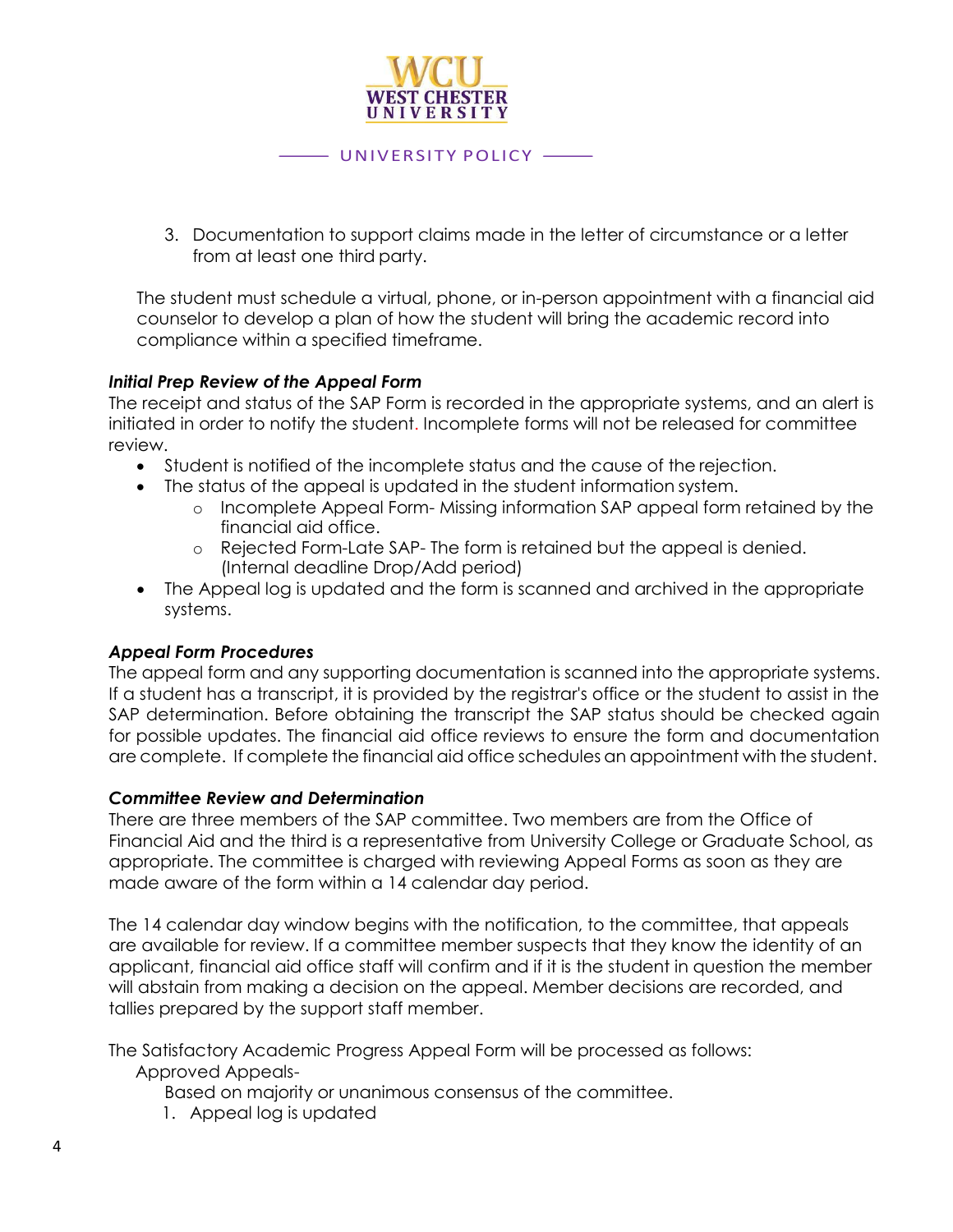3. Documentation to support claims made in the letter of circumstance or a letter from at least one third party.

The student must schedule a virtual, phone, or in-person appointment with a financial aid counselor to develop a plan of how the student will bring the academic record into compliance within a specified timeframe.

***Initial Prep Review of the Appeal Form***

The receipt and status of the SAP Form is recorded in the appropriate systems, and an alert is initiated in order to notify the student. Incomplete forms will not be released for committee review.

- Student is notified of the incomplete status and the cause of the rejection.
- The status of the appeal is updated in the student information system.
  - Incomplete Appeal Form- Missing information SAP appeal form retained by the financial aid office.
  - Rejected Form-Late SAP- The form is retained but the appeal is denied. (Internal deadline Drop/Add period)
- The Appeal log is updated and the form is scanned and archived in the appropriate systems.

***Appeal Form Procedures***

The appeal form and any supporting documentation is scanned into the appropriate systems. If a student has a transcript, it is provided by the registrar's office or the student to assist in the SAP determination. Before obtaining the transcript the SAP status should be checked again for possible updates. The financial aid office reviews to ensure the form and documentation are complete. If complete the financial aid office schedules an appointment with the student.

***Committee Review and Determination***

There are three members of the SAP committee. Two members are from the Office of Financial Aid and the third is a representative from University College or Graduate School, as appropriate. The committee is charged with reviewing Appeal Forms as soon as they are made aware of the form within a 14 calendar day period.

The 14 calendar day window begins with the notification, to the committee, that appeals are available for review. If a committee member suspects that they know the identity of an applicant, financial aid office staff will confirm and if it is the student in question the member will abstain from making a decision on the appeal. Member decisions are recorded, and tallies prepared by the support staff member.

The Satisfactory Academic Progress Appeal Form will be processed as follows:

Approved Appeals-

Based on majority or unanimous consensus of the committee.

1. Appeal log is updated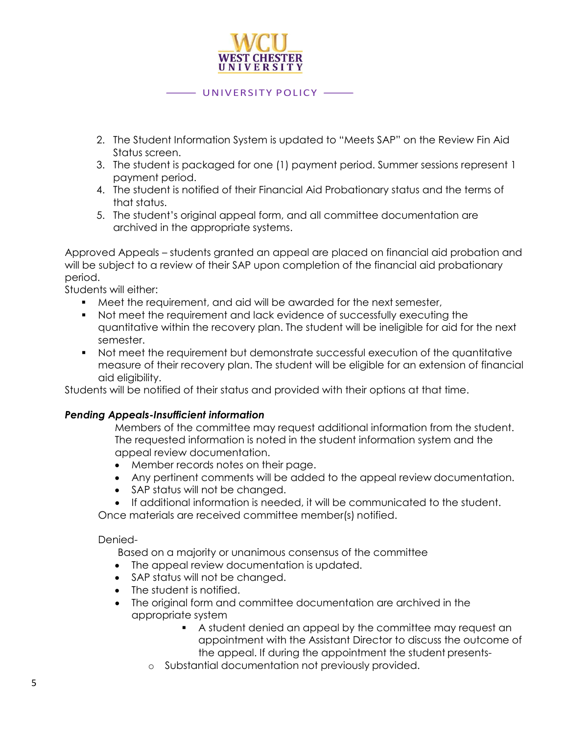2. The Student Information System is updated to "Meets SAP" on the Review Fin Aid Status screen.
3. The student is packaged for one (1) payment period. Summer sessions represent 1 payment period.
4. The student is notified of their Financial Aid Probationary status and the terms of that status.
5. The student's original appeal form, and all committee documentation are archived in the appropriate systems.

Approved Appeals – students granted an appeal are placed on financial aid probation and will be subject to a review of their SAP upon completion of the financial aid probationary period.

Students will either:

- Meet the requirement, and aid will be awarded for the next semester,
- Not meet the requirement and lack evidence of successfully executing the quantitative within the recovery plan. The student will be ineligible for aid for the next semester.
- Not meet the requirement but demonstrate successful execution of the quantitative measure of their recovery plan. The student will be eligible for an extension of financial aid eligibility.

Students will be notified of their status and provided with their options at that time.

***Pending Appeals-Insufficient information***

Members of the committee may request additional information from the student. The requested information is noted in the student information system and the appeal review documentation.

- Member records notes on their page.
- Any pertinent comments will be added to the appeal review documentation.
- SAP status will not be changed.
- If additional information is needed, it will be communicated to the student.

Once materials are received committee member(s) notified.

Denied-

Based on a majority or unanimous consensus of the committee

- The appeal review documentation is updated.
- SAP status will not be changed.
- The student is notified.
- The original form and committee documentation are archived in the appropriate system
    - A student denied an appeal by the committee may request an appointment with the Assistant Director to discuss the outcome of the appeal. If during the appointment the student presents-
  - Substantial documentation not previously provided.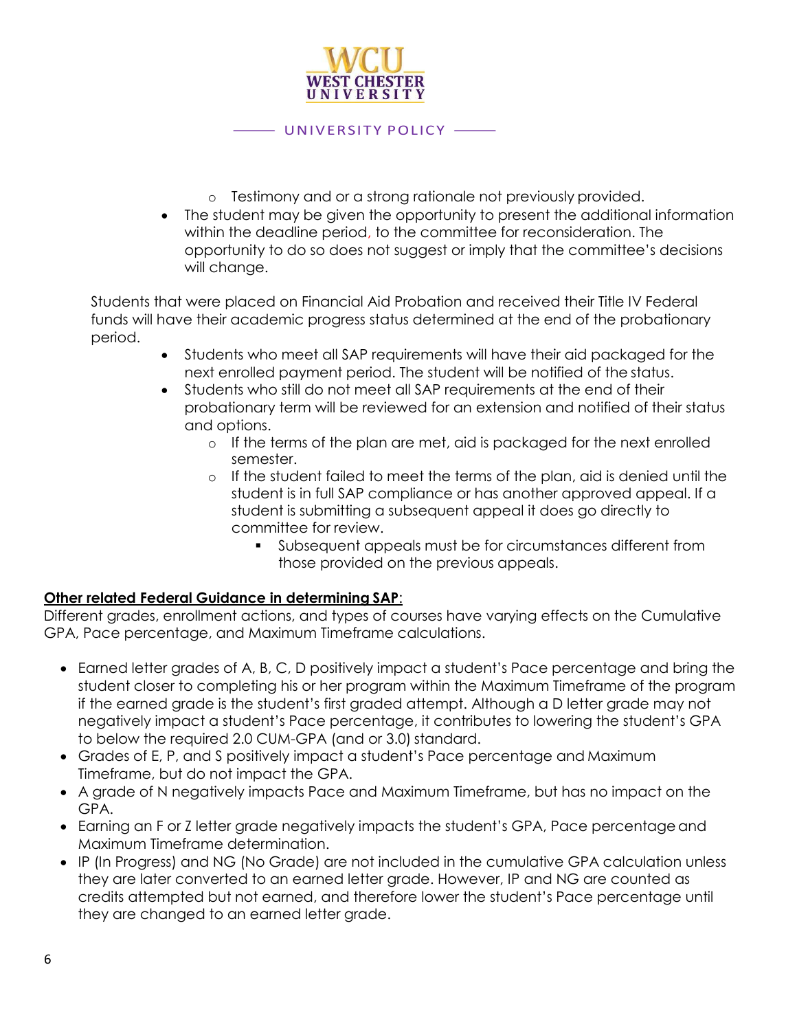- Testimony and or a strong rationale not previously provided.
- The student may be given the opportunity to present the additional information within the deadline period, to the committee for reconsideration. The opportunity to do so does not suggest or imply that the committee's decisions will change.

Students that were placed on Financial Aid Probation and received their Title IV Federal funds will have their academic progress status determined at the end of the probationary period.

- Students who meet all SAP requirements will have their aid packaged for the next enrolled payment period. The student will be notified of the status.
- Students who still do not meet all SAP requirements at the end of their probationary term will be reviewed for an extension and notified of their status and options.
   - If the terms of the plan are met, aid is packaged for the next enrolled semester.
   - If the student failed to meet the terms of the plan, aid is denied until the student is in full SAP compliance or has another approved appeal. If a student is submitting a subsequent appeal it does go directly to committee for review.
      - Subsequent appeals must be for circumstances different from those provided on the previous appeals.

**Other related Federal Guidance in determining SAP**:

Different grades, enrollment actions, and types of courses have varying effects on the Cumulative GPA, Pace percentage, and Maximum Timeframe calculations.

- Earned letter grades of A, B, C, D positively impact a student's Pace percentage and bring the student closer to completing his or her program within the Maximum Timeframe of the program if the earned grade is the student's first graded attempt. Although a D letter grade may not negatively impact a student's Pace percentage, it contributes to lowering the student's GPA to below the required 2.0 CUM-GPA (and or 3.0) standard.
- Grades of E, P, and S positively impact a student's Pace percentage and Maximum Timeframe, but do not impact the GPA.
- A grade of N negatively impacts Pace and Maximum Timeframe, but has no impact on the GPA.
- Earning an F or Z letter grade negatively impacts the student's GPA, Pace percentage and Maximum Timeframe determination.
- IP (In Progress) and NG (No Grade) are not included in the cumulative GPA calculation unless they are later converted to an earned letter grade. However, IP and NG are counted as credits attempted but not earned, and therefore lower the student's Pace percentage until they are changed to an earned letter grade.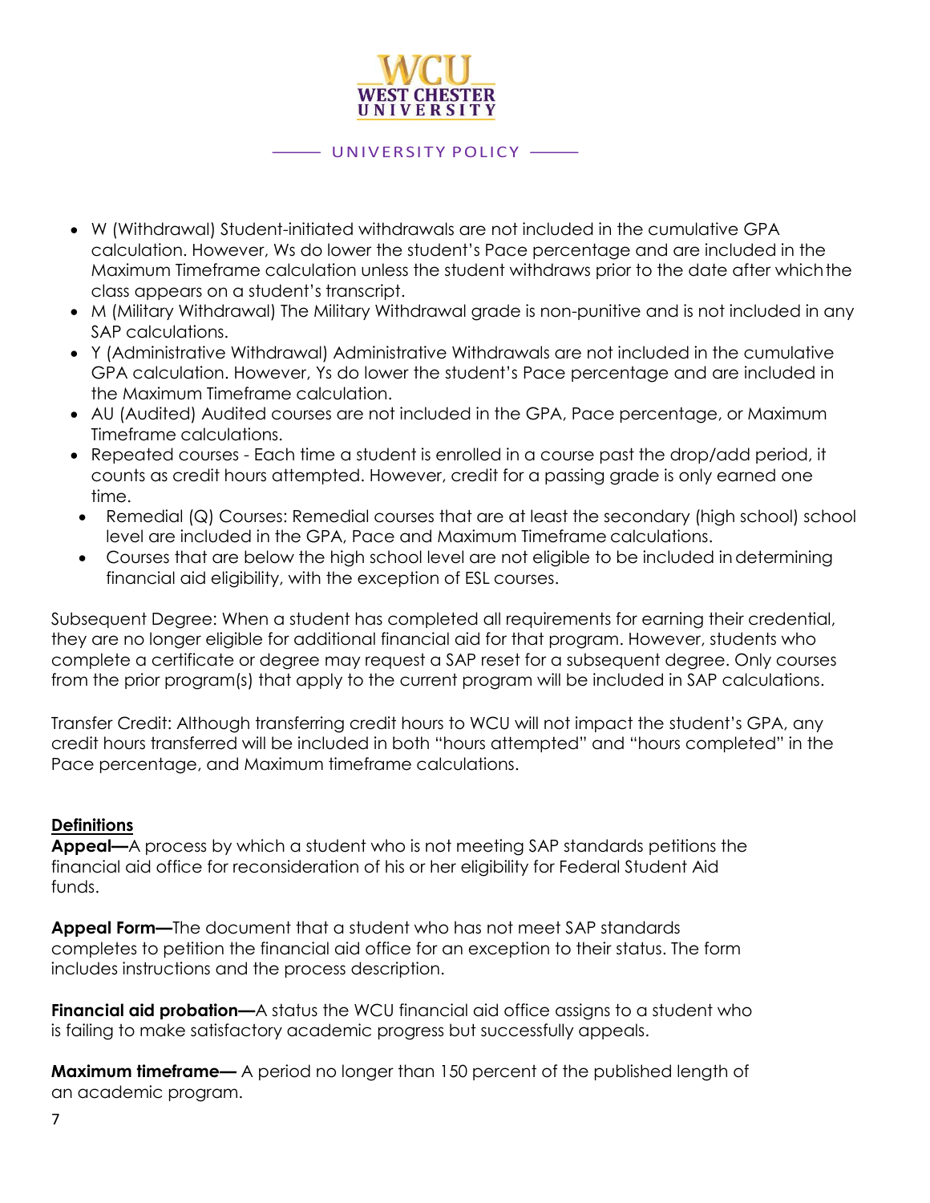- W (Withdrawal) Student-initiated withdrawals are not included in the cumulative GPA calculation. However, Ws do lower the student's Pace percentage and are included in the Maximum Timeframe calculation unless the student withdraws prior to the date after which the class appears on a student's transcript.
- M (Military Withdrawal) The Military Withdrawal grade is non-punitive and is not included in any SAP calculations.
- Y (Administrative Withdrawal) Administrative Withdrawals are not included in the cumulative GPA calculation. However, Ys do lower the student's Pace percentage and are included in the Maximum Timeframe calculation.
- AU (Audited) Audited courses are not included in the GPA, Pace percentage, or Maximum Timeframe calculations.
- Repeated courses - Each time a student is enrolled in a course past the drop/add period, it counts as credit hours attempted. However, credit for a passing grade is only earned one time.
- Remedial (Q) Courses: Remedial courses that are at least the secondary (high school) school level are included in the GPA, Pace and Maximum Timeframe calculations.
- Courses that are below the high school level are not eligible to be included in determining financial aid eligibility, with the exception of ESL courses.

Subsequent Degree: When a student has completed all requirements for earning their credential, they are no longer eligible for additional financial aid for that program. However, students who complete a certificate or degree may request a SAP reset for a subsequent degree. Only courses from the prior program(s) that apply to the current program will be included in SAP calculations.

Transfer Credit: Although transferring credit hours to WCU will not impact the student's GPA, any credit hours transferred will be included in both "hours attempted" and "hours completed" in the Pace percentage, and Maximum timeframe calculations.

## Definitions

**Appeal—**A process by which a student who is not meeting SAP standards petitions the financial aid office for reconsideration of his or her eligibility for Federal Student Aid funds.

**Appeal Form—**The document that a student who has not meet SAP standards completes to petition the financial aid office for an exception to their status. The form includes instructions and the process description.

**Financial aid probation—**A status the WCU financial aid office assigns to a student who is failing to make satisfactory academic progress but successfully appeals.

**Maximum timeframe—** A period no longer than 150 percent of the published length of an academic program.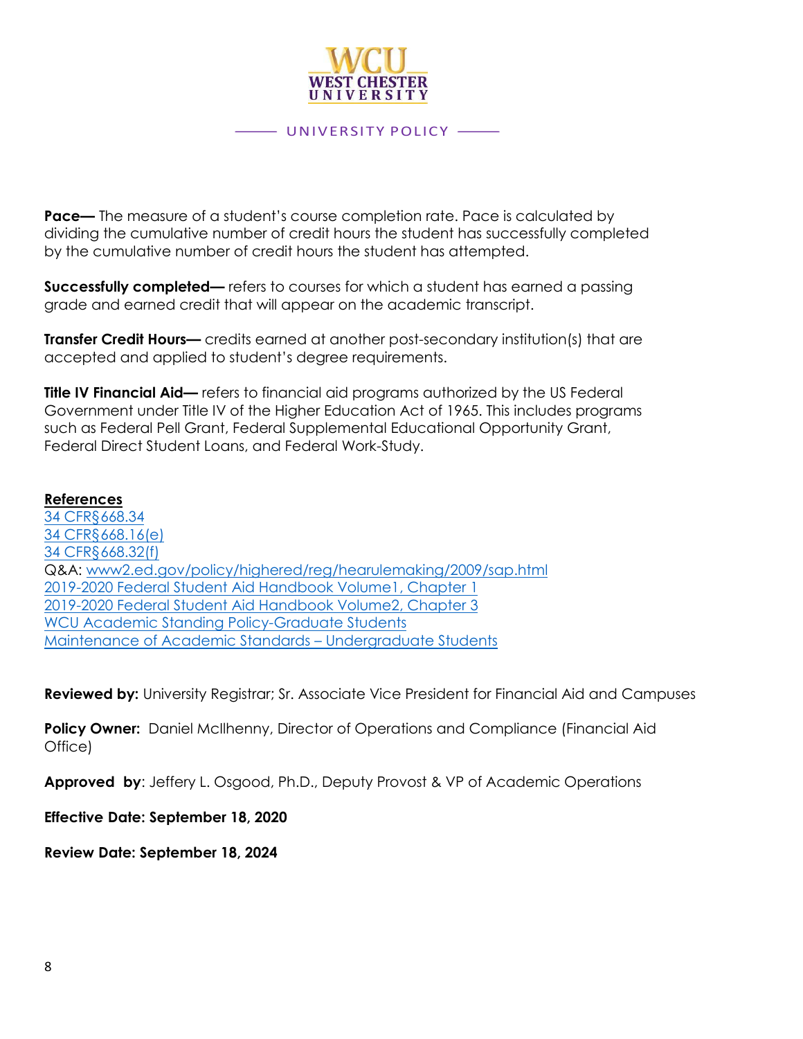**Pace—** The measure of a student's course completion rate. Pace is calculated by dividing the cumulative number of credit hours the student has successfully completed by the cumulative number of credit hours the student has attempted.

**Successfully completed—** refers to courses for which a student has earned a passing grade and earned credit that will appear on the academic transcript.

**Transfer Credit Hours—** credits earned at another post-secondary institution(s) that are accepted and applied to student's degree requirements.

**Title IV Financial Aid—** refers to financial aid programs authorized by the US Federal Government under Title IV of the Higher Education Act of 1965. This includes programs such as Federal Pell Grant, Federal Supplemental Educational Opportunity Grant, Federal Direct Student Loans, and Federal Work-Study.

**References**

34 CFR§668.34
34 CFR§668.16(e)
34 CFR§668.32(f)
Q&A: www2.ed.gov/policy/highered/reg/hearulemaking/2009/sap.html
2019-2020 Federal Student Aid Handbook Volume1, Chapter 1
2019-2020 Federal Student Aid Handbook Volume2, Chapter 3
WCU Academic Standing Policy-Graduate Students
Maintenance of Academic Standards – Undergraduate Students

**Reviewed by:** University Registrar; Sr. Associate Vice President for Financial Aid and Campuses

**Policy Owner:** Daniel McIlhenny, Director of Operations and Compliance (Financial Aid Office)

**Approved by**: Jeffery L. Osgood, Ph.D., Deputy Provost & VP of Academic Operations

**Effective Date: September 18, 2020**

**Review Date: September 18, 2024**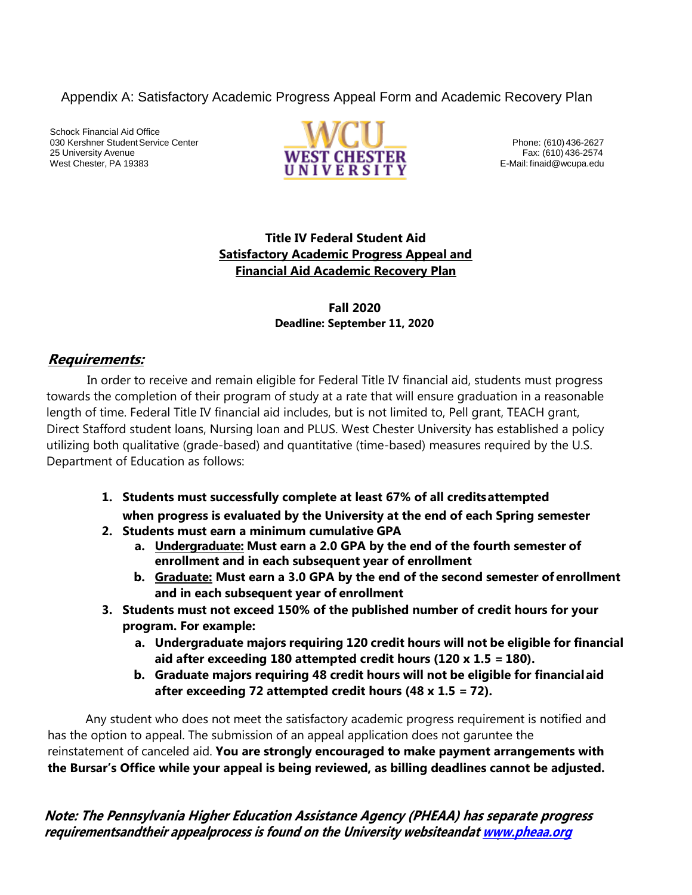Appendix A: Satisfactory Academic Progress Appeal Form and Academic Recovery Plan

Schock Financial Aid Office
030 Kershner Student Service Center
25 University Avenue
West Chester, PA 19383

WCU WEST CHESTER UNIVERSITY

Phone: (610) 436-2627
Fax: (610) 436-2574
E-Mail: finaid@wcupa.edu

**Title IV Federal Student Aid**
**Satisfactory Academic Progress Appeal and**
**Financial Aid Academic Recovery Plan**

**Fall 2020**
**Deadline: September 11, 2020**

## ***Requirements:***

In order to receive and remain eligible for Federal Title IV financial aid, students must progress towards the completion of their program of study at a rate that will ensure graduation in a reasonable length of time. Federal Title IV financial aid includes, but is not limited to, Pell grant, TEACH grant, Direct Stafford student loans, Nursing loan and PLUS. West Chester University has established a policy utilizing both qualitative (grade-based) and quantitative (time-based) measures required by the U.S. Department of Education as follows:

1. **Students must successfully complete at least 67% of all credits attempted when progress is evaluated by the University at the end of each Spring semester**
2. **Students must earn a minimum cumulative GPA**
   a. **Undergraduate: Must earn a 2.0 GPA by the end of the fourth semester of enrollment and in each subsequent year of enrollment**
   b. **Graduate: Must earn a 3.0 GPA by the end of the second semester of enrollment and in each subsequent year of enrollment**
3. **Students must not exceed 150% of the published number of credit hours for your program. For example:**
   a. **Undergraduate majors requiring 120 credit hours will not be eligible for financial aid after exceeding 180 attempted credit hours (120 x 1.5 = 180).**
   b. **Graduate majors requiring 48 credit hours will not be eligible for financial aid after exceeding 72 attempted credit hours (48 x 1.5 = 72).**

Any student who does not meet the satisfactory academic progress requirement is notified and has the option to appeal. The submission of an appeal application does not garuntee the reinstatement of canceled aid. **You are strongly encouraged to make payment arrangements with the Bursar's Office while your appeal is being reviewed, as billing deadlines cannot be adjusted.**

***Note: The Pennsylvania Higher Education Assistance Agency (PHEAA) has separate progress requirementsandtheir appealprocess is found on the University websiteandat [www.pheaa.org](http://www.pheaa.org)***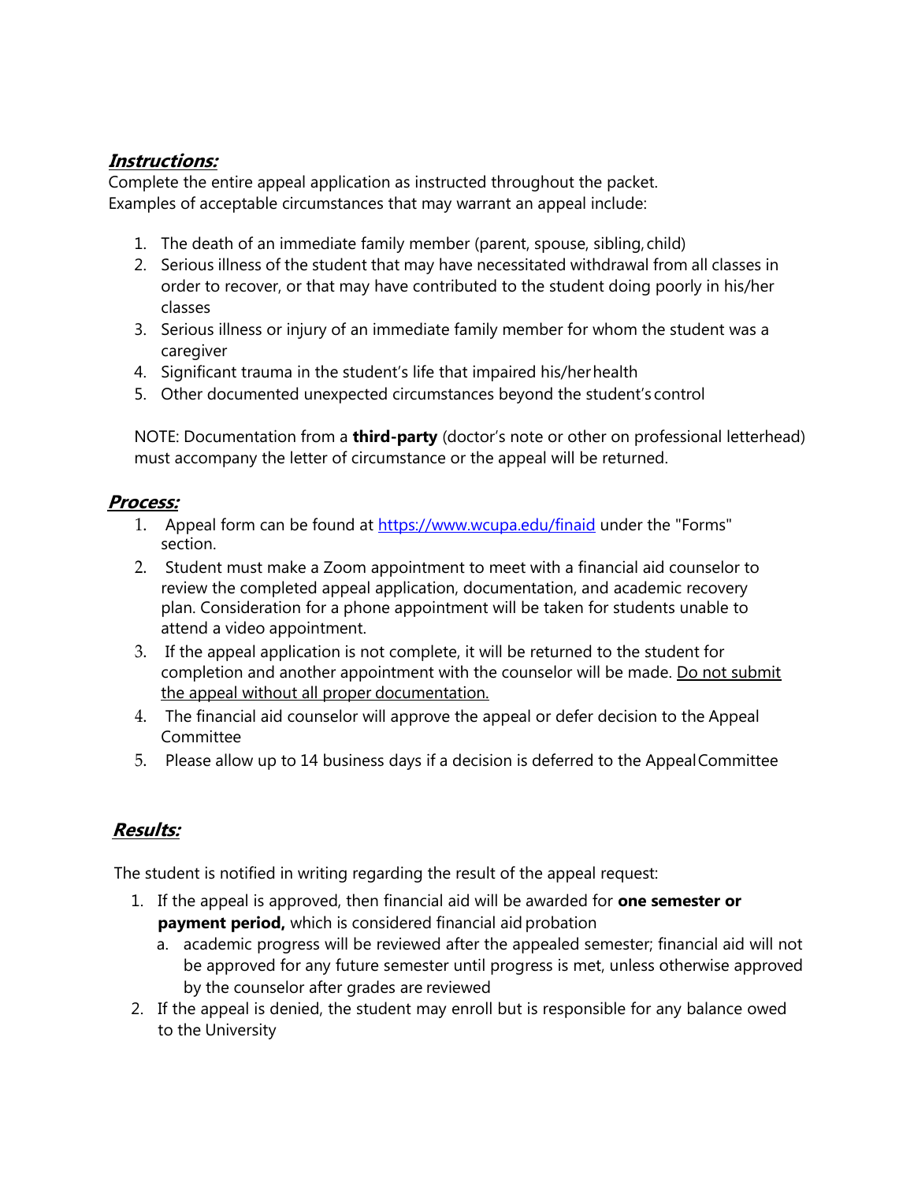## ***Instructions:***

Complete the entire appeal application as instructed throughout the packet.
Examples of acceptable circumstances that may warrant an appeal include:

1. The death of an immediate family member (parent, spouse, sibling, child)
2. Serious illness of the student that may have necessitated withdrawal from all classes in order to recover, or that may have contributed to the student doing poorly in his/her classes
3. Serious illness or injury of an immediate family member for whom the student was a caregiver
4. Significant trauma in the student's life that impaired his/her health
5. Other documented unexpected circumstances beyond the student's control

NOTE: Documentation from a **third-party** (doctor's note or other on professional letterhead) must accompany the letter of circumstance or the appeal will be returned.

## ***Process:***

1. Appeal form can be found at [https://www.wcupa.edu/finaid](https://www.wcupa.edu/finaid) under the "Forms" section.
2. Student must make a Zoom appointment to meet with a financial aid counselor to review the completed appeal application, documentation, and academic recovery plan. Consideration for a phone appointment will be taken for students unable to attend a video appointment.
3. If the appeal application is not complete, it will be returned to the student for completion and another appointment with the counselor will be made. <u>Do not submit the appeal without all proper documentation.</u>
4. The financial aid counselor will approve the appeal or defer decision to the Appeal Committee
5. Please allow up to 14 business days if a decision is deferred to the Appeal Committee

## ***Results:***

The student is notified in writing regarding the result of the appeal request:

1. If the appeal is approved, then financial aid will be awarded for **one semester or payment period,** which is considered financial aid probation
   a. academic progress will be reviewed after the appealed semester; financial aid will not be approved for any future semester until progress is met, unless otherwise approved by the counselor after grades are reviewed
2. If the appeal is denied, the student may enroll but is responsible for any balance owed to the University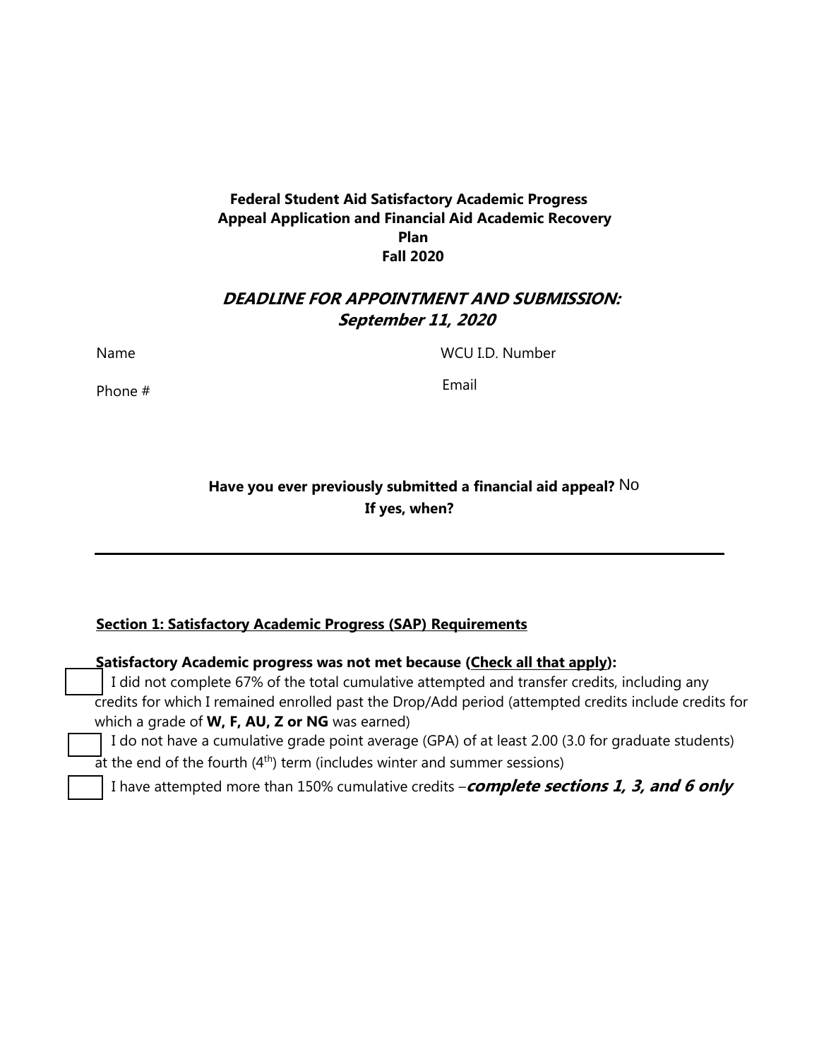**Federal Student Aid Satisfactory Academic Progress Appeal Application and Financial Aid Academic Recovery Plan**
**Fall 2020**

***DEADLINE FOR APPOINTMENT AND SUBMISSION: September 11, 2020***

Name WCU I.D. Number

Phone # Email

**Have you ever previously submitted a financial aid appeal?** No
**If yes, when?**

---

**Section 1: Satisfactory Academic Progress (SAP) Requirements**

**Satisfactory Academic progress was not met because (Check all that apply):**

- [ ] I did not complete 67% of the total cumulative attempted and transfer credits, including any credits for which I remained enrolled past the Drop/Add period (attempted credits include credits for which a grade of **W, F, AU, Z or NG** was earned)
- [ ] I do not have a cumulative grade point average (GPA) of at least 2.00 (3.0 for graduate students) at the end of the fourth (4th) term (includes winter and summer sessions)
- [ ] I have attempted more than 150% cumulative credits –***complete sections 1, 3, and 6 only***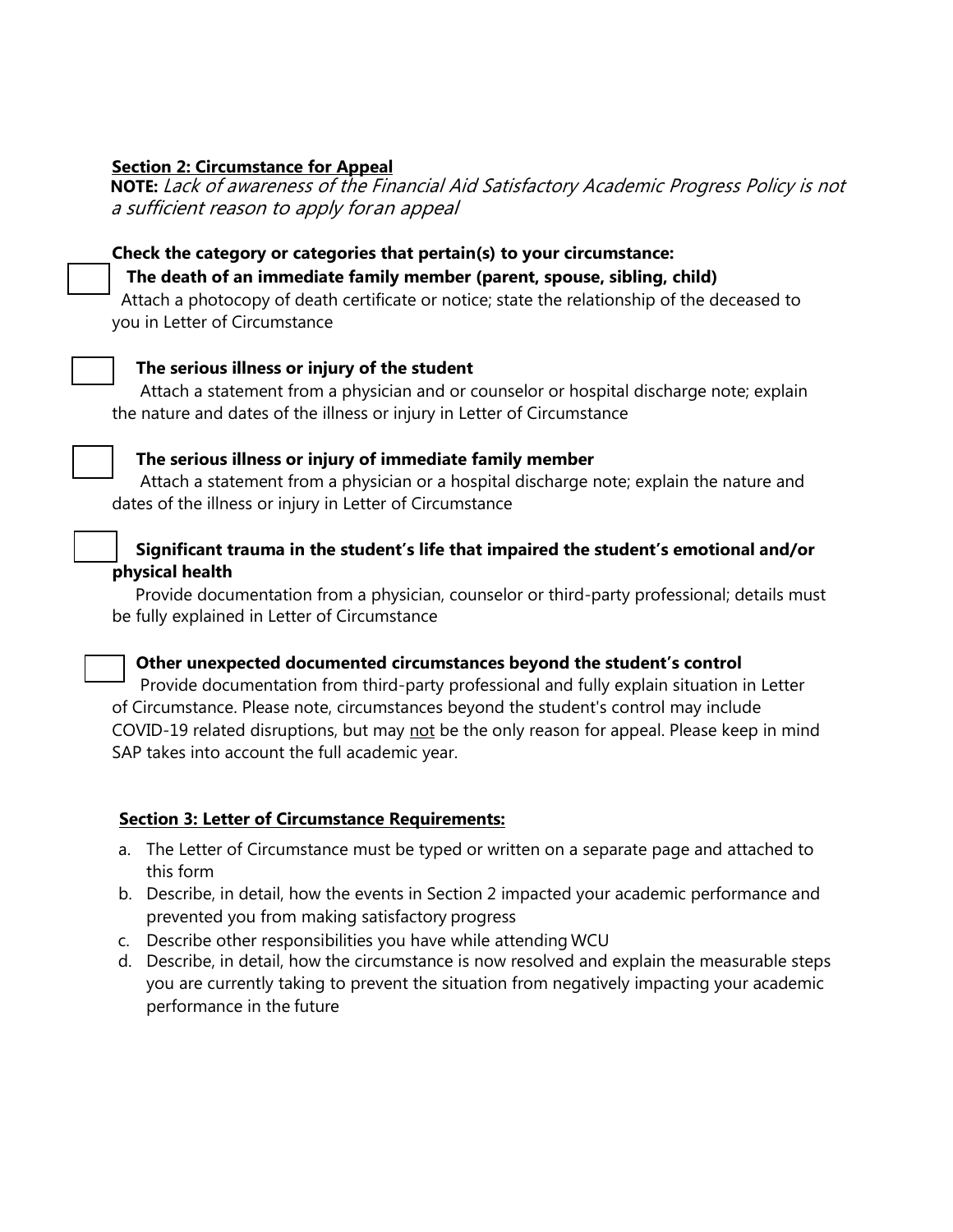**Section 2: Circumstance for Appeal**

**NOTE:** *Lack of awareness of the Financial Aid Satisfactory Academic Progress Policy is not a sufficient reason to apply foran appeal*

**Check the category or categories that pertain(s) to your circumstance:**

☐ **The death of an immediate family member (parent, spouse, sibling, child)**
Attach a photocopy of death certificate or notice; state the relationship of the deceased to you in Letter of Circumstance

☐ **The serious illness or injury of the student**
Attach a statement from a physician and or counselor or hospital discharge note; explain the nature and dates of the illness or injury in Letter of Circumstance

☐ **The serious illness or injury of immediate family member**
Attach a statement from a physician or a hospital discharge note; explain the nature and dates of the illness or injury in Letter of Circumstance

☐ **Significant trauma in the student's life that impaired the student's emotional and/or physical health**
Provide documentation from a physician, counselor or third-party professional; details must be fully explained in Letter of Circumstance

☐ **Other unexpected documented circumstances beyond the student's control**
Provide documentation from third-party professional and fully explain situation in Letter of Circumstance. Please note, circumstances beyond the student's control may include COVID-19 related disruptions, but may <u>not</u> be the only reason for appeal. Please keep in mind SAP takes into account the full academic year.

**Section 3: Letter of Circumstance Requirements:**

a. The Letter of Circumstance must be typed or written on a separate page and attached to this form
b. Describe, in detail, how the events in Section 2 impacted your academic performance and prevented you from making satisfactory progress
c. Describe other responsibilities you have while attending WCU
d. Describe, in detail, how the circumstance is now resolved and explain the measurable steps you are currently taking to prevent the situation from negatively impacting your academic performance in the future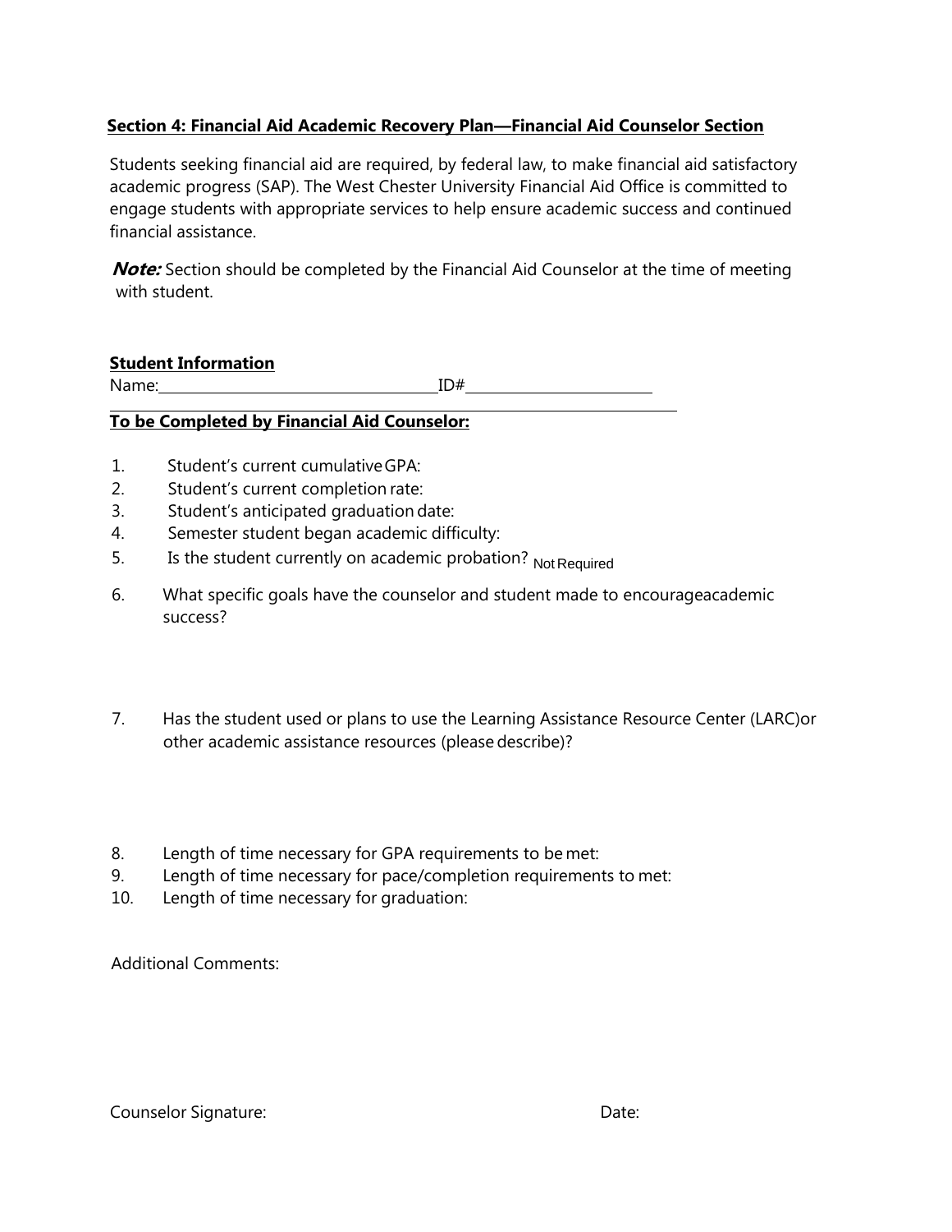**Section 4: Financial Aid Academic Recovery Plan—Financial Aid Counselor Section**

Students seeking financial aid are required, by federal law, to make financial aid satisfactory academic progress (SAP). The West Chester University Financial Aid Office is committed to engage students with appropriate services to help ensure academic success and continued financial assistance.

***Note:*** Section should be completed by the Financial Aid Counselor at the time of meeting with student.

**Student Information**

Name:\_\_\_\_\_\_\_\_\_\_\_\_\_\_\_\_\_\_\_\_\_\_\_\_\_\_\_\_\_\_\_\_ID#\_\_\_\_\_\_\_\_\_\_\_\_\_\_\_\_\_\_\_\_\_\_

**To be Completed by Financial Aid Counselor:**

1. Student's current cumulative GPA:
2. Student's current completion rate:
3. Student's anticipated graduation date:
4. Semester student began academic difficulty:
5. Is the student currently on academic probation? Not Required
6. What specific goals have the counselor and student made to encourageacademic success?

7. Has the student used or plans to use the Learning Assistance Resource Center (LARC)or other academic assistance resources (please describe)?

8. Length of time necessary for GPA requirements to be met:
9. Length of time necessary for pace/completion requirements to met:
10. Length of time necessary for graduation:

Additional Comments:

Counselor Signature: Date: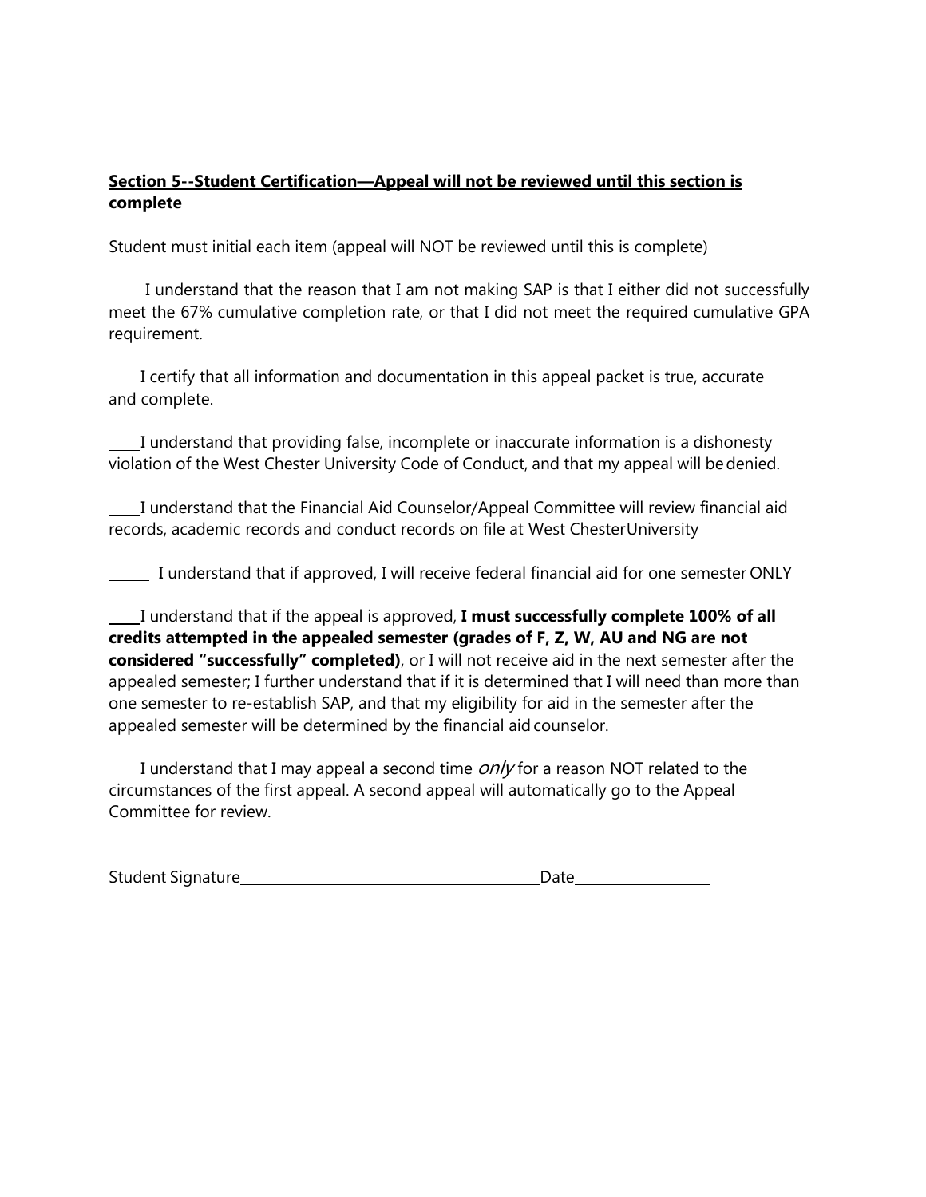**<u>Section 5--Student Certification—Appeal will not be reviewed until this section is complete</u>**

Student must initial each item (appeal will NOT be reviewed until this is complete)

____I understand that the reason that I am not making SAP is that I either did not successfully meet the 67% cumulative completion rate, or that I did not meet the required cumulative GPA requirement.

____I certify that all information and documentation in this appeal packet is true, accurate and complete.

____I understand that providing false, incomplete or inaccurate information is a dishonesty violation of the West Chester University Code of Conduct, and that my appeal will be denied.

____I understand that the Financial Aid Counselor/Appeal Committee will review financial aid records, academic records and conduct records on file at West Chester University

______ I understand that if approved, I will receive federal financial aid for one semester ONLY

____I understand that if the appeal is approved, **I must successfully complete 100% of all credits attempted in the appealed semester (grades of F, Z, W, AU and NG are not considered "successfully" completed)**, or I will not receive aid in the next semester after the appealed semester; I further understand that if it is determined that I will need than more than one semester to re-establish SAP, and that my eligibility for aid in the semester after the appealed semester will be determined by the financial aid counselor.

I understand that I may appeal a second time *only* for a reason NOT related to the circumstances of the first appeal. A second appeal will automatically go to the Appeal Committee for review.

Student Signature________________________________________ Date__________________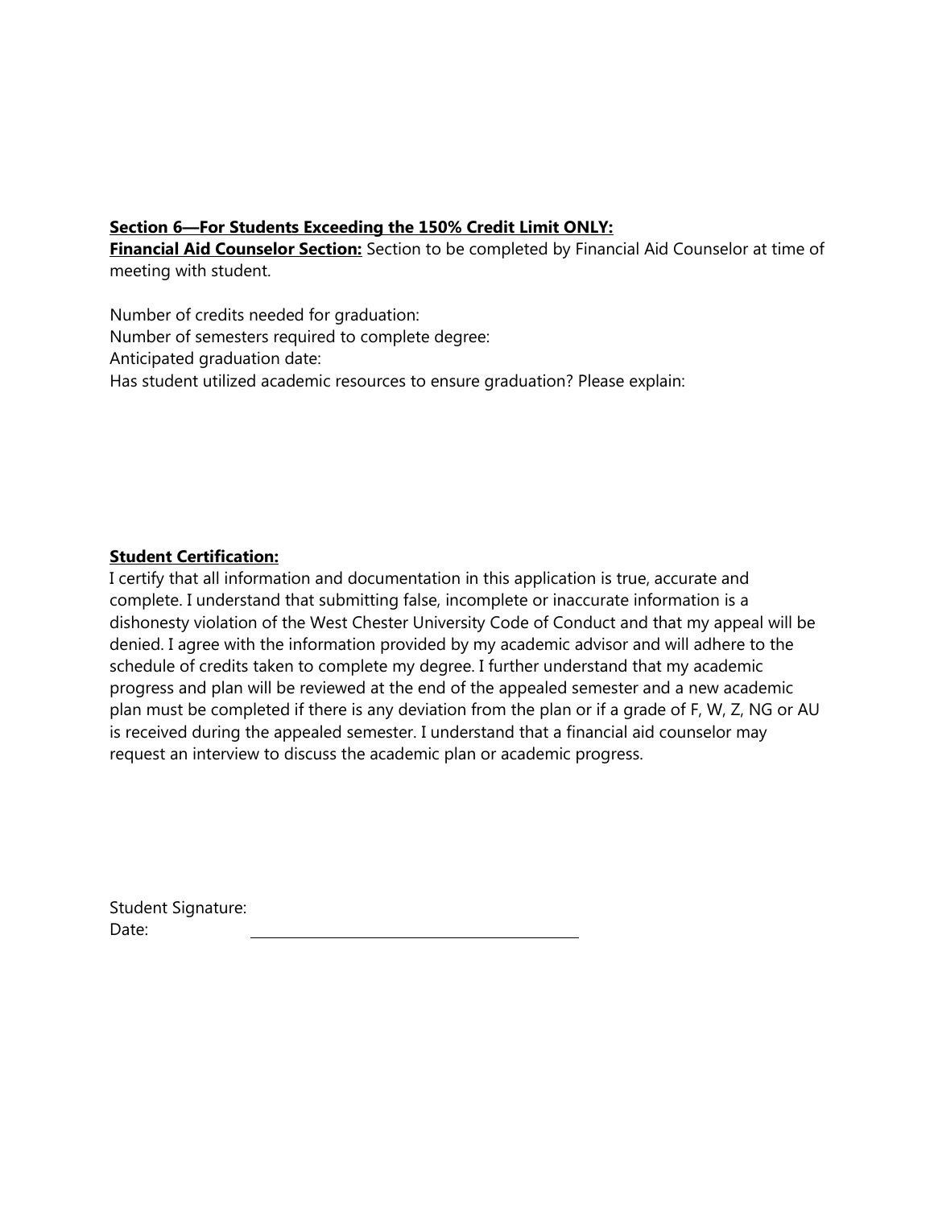**Section 6—For Students Exceeding the 150% Credit Limit ONLY:**

**Financial Aid Counselor Section:** Section to be completed by Financial Aid Counselor at time of meeting with student.

Number of credits needed for graduation:
Number of semesters required to complete degree:
Anticipated graduation date:
Has student utilized academic resources to ensure graduation? Please explain:

**Student Certification:**

I certify that all information and documentation in this application is true, accurate and complete. I understand that submitting false, incomplete or inaccurate information is a dishonesty violation of the West Chester University Code of Conduct and that my appeal will be denied. I agree with the information provided by my academic advisor and will adhere to the schedule of credits taken to complete my degree. I further understand that my academic progress and plan will be reviewed at the end of the appealed semester and a new academic plan must be completed if there is any deviation from the plan or if a grade of F, W, Z, NG or AU is received during the appealed semester. I understand that a financial aid counselor may request an interview to discuss the academic plan or academic progress.

Student Signature:
Date: ______________________________